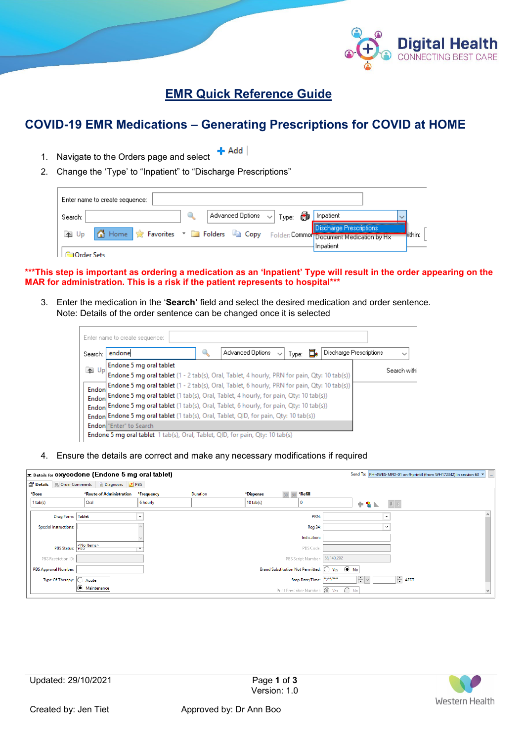# EMR Quick Reference Guide

## COVID-19 EMR Medications – Generating Prescriptions for COVID at HOME

1. Navigate to the Orders page and select **+ Add**
2. Change the 'Type' to "Inpatient" to "Discharge Prescriptions"

**\*\*\*This step is important as ordering a medication as an 'Inpatient' Type will result in the order appearing on the MAR for administration. This is a risk if the patient represents to hospital\*\*\***

3. Enter the medication in the '**Search'** field and select the desired medication and order sentence.
   Note: Details of the order sentence can be changed once it is selected

4. Ensure the details are correct and make any necessary modifications if required

Updated: 29/10/2021

Version: 1.0

Created by: Jen Tiet

Approved by: Dr Ann Boo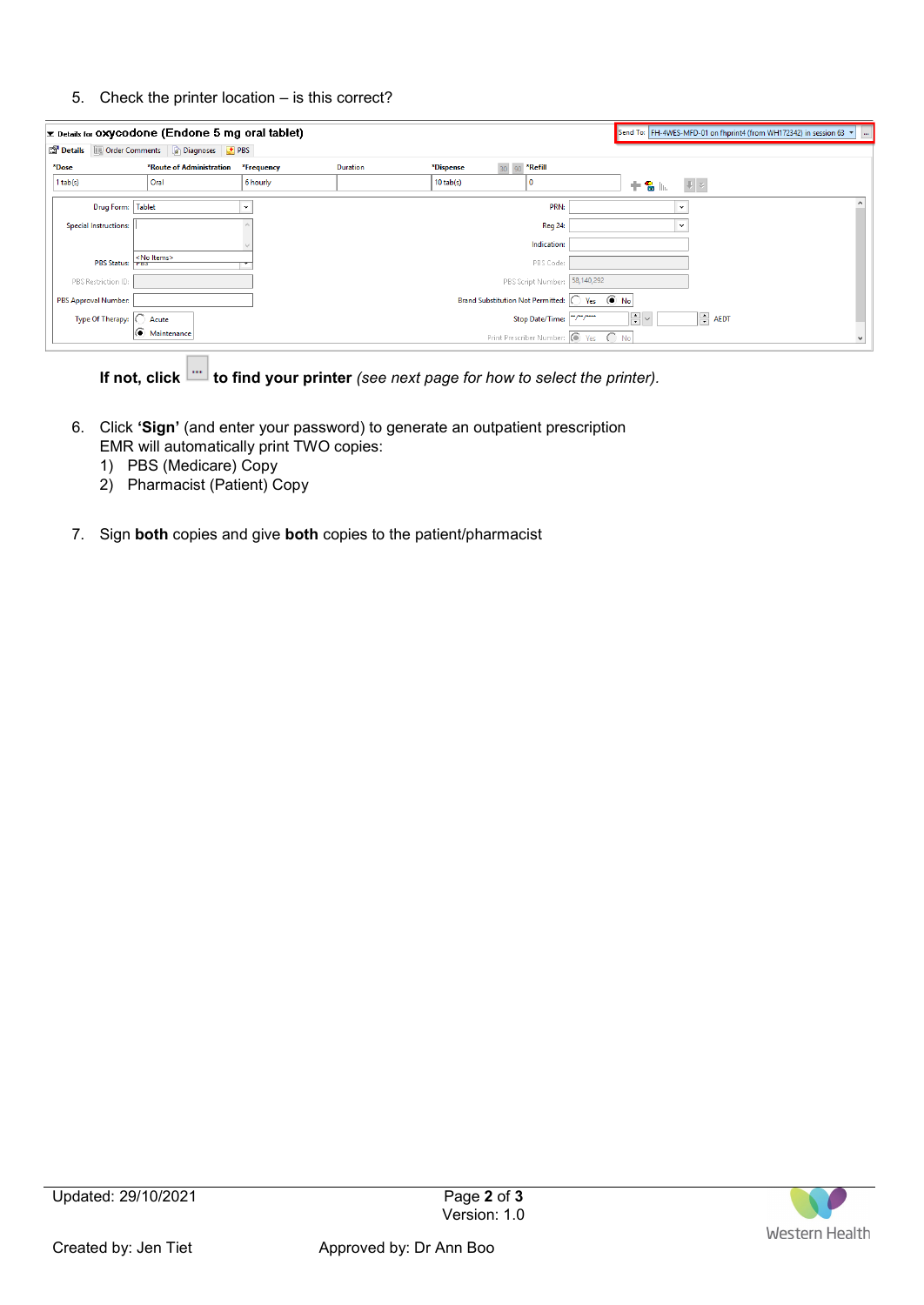5. Check the printer location – is this correct?

Details for oxycodone (Endone 5 mg oral tablet)

Send To: FH-4WES-MFD-01 on fhprint4 (from WH172342) in session 63

Details | Order Comments | Diagnoses | PBS

| *Dose | *Route of Administration | *Frequency | Duration | *Dispense | *Refill |
|---|---|---|---|---|---|
| 1 tab(s) | Oral | 6 hourly | | 10 tab(s) | 0 |

Drug Form: Tablet

Special Instructions:

PBS Status: <No Items>

PBS Restriction ID:

PBS Approval Number:

Type Of Therapy: Acute / Maintenance

PRN:

Reg 24:

Indication:

PBS Code:

PBS Script Number: 58,140,292

Brand Substitution Not Permitted: Yes / No

Stop Date/Time: \*\*/\*\*/\*\*\*\* AEDT

Print Prescriber Number: Yes / No

**If not, click** ... **to find your printer** *(see next page for how to select the printer).*

6. Click **'Sign'** (and enter your password) to generate an outpatient prescription
   EMR will automatically print TWO copies:
   1) PBS (Medicare) Copy
   2) Pharmacist (Patient) Copy

7. Sign **both** copies and give **both** copies to the patient/pharmacist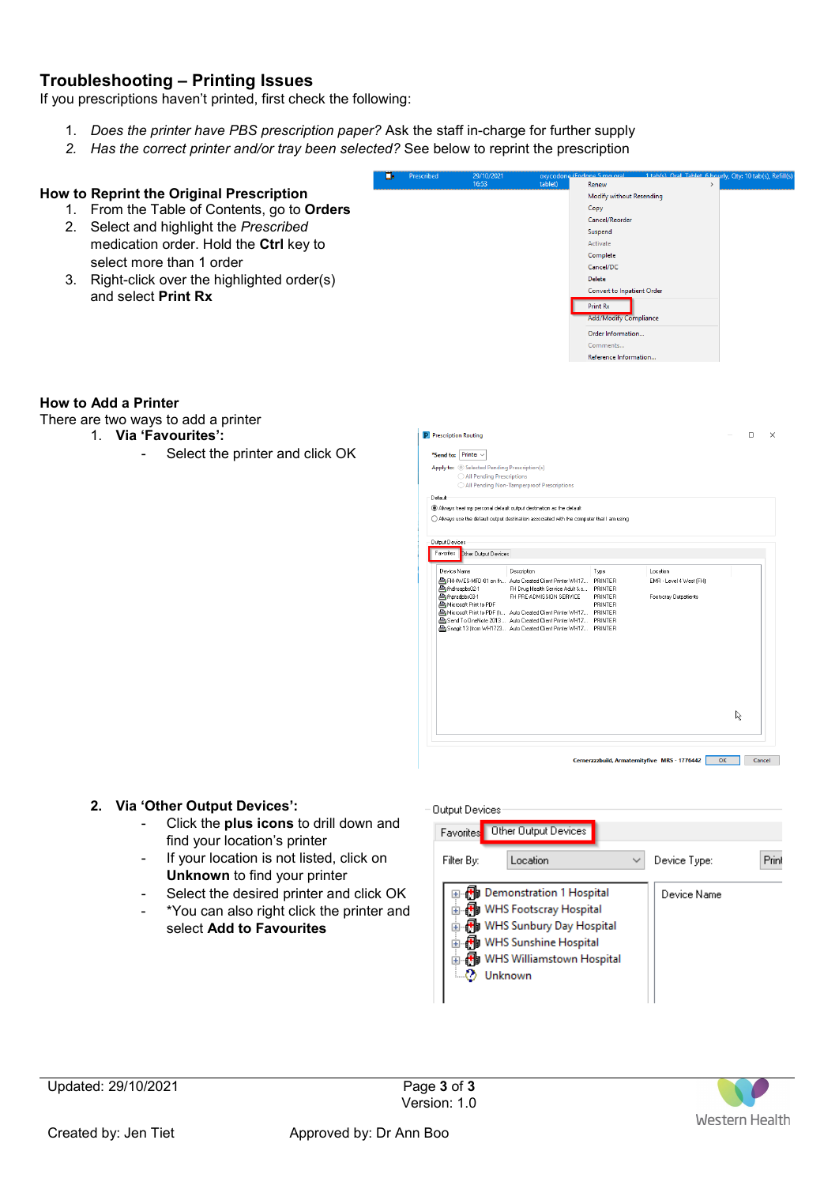## Troubleshooting – Printing Issues

If you prescriptions haven't printed, first check the following:

1. *Does the printer have PBS prescription paper?* Ask the staff in-charge for further supply
2. *Has the correct printer and/or tray been selected?* See below to reprint the prescription

### How to Reprint the Original Prescription

1. From the Table of Contents, go to **Orders**
2. Select and highlight the *Prescribed* medication order. Hold the **Ctrl** key to select more than 1 order
3. Right-click over the highlighted order(s) and select **Print Rx**

### How to Add a Printer

There are two ways to add a printer

1. **Via 'Favourites':**
   - Select the printer and click OK

2. **Via 'Other Output Devices':**
   - Click the **plus icons** to drill down and find your location's printer
   - If your location is not listed, click on **Unknown** to find your printer
   - Select the desired printer and click OK
   - *You can also right click the printer and select **Add to Favourites**

Updated: 29/10/2021

Version: 1.0

Created by: Jen Tiet

Approved by: Dr Ann Boo